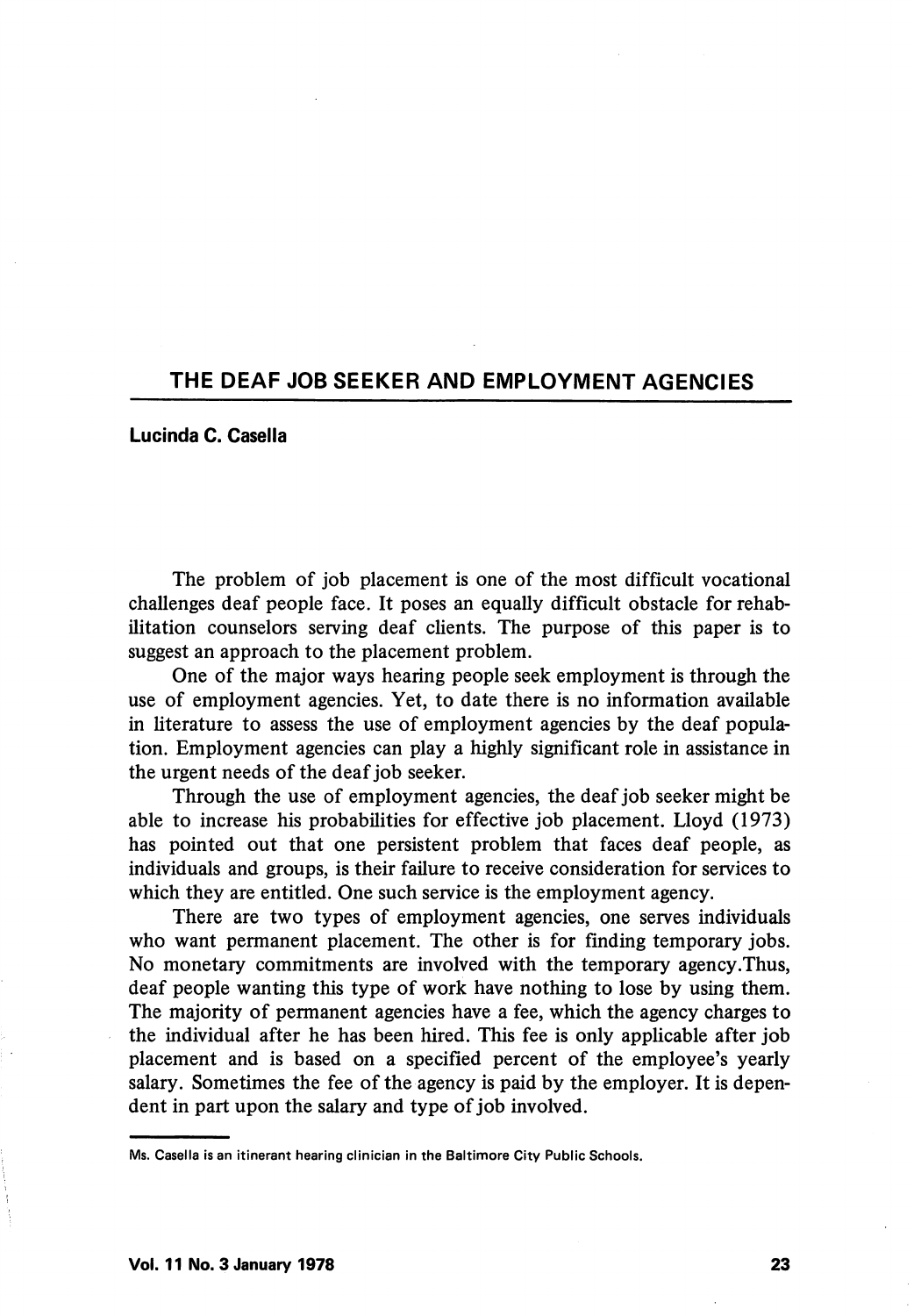# THE DEAF JOB SEEKER AND EMPLOYMENT AGENCIES

**Lucinda C. Casella**

The problem of job placement is one of the most difficult vocational challenges deaf people face. It poses an equally difficult obstacle for rehabilitation counselors serving deaf clients. The purpose of this paper is to suggest an approach to the placement problem.

One of the major ways hearing people seek employment is through the use of employment agencies. Yet, to date there is no information available in literature to assess the use of employment agencies by the deaf population. Employment agencies can play a highly significant role in assistance in the urgent needs of the deaf job seeker.

Through the use of employment agencies, the deaf job seeker might be able to increase his probabilities for effective job placement. Lloyd (1973) has pointed out that one persistent problem that faces deaf people, as individuals and groups, is their failure to receive consideration for services to which they are entitled. One such service is the employment agency.

There are two types of employment agencies, one serves individuals who want permanent placement. The other is for finding temporary jobs. No monetary commitments are involved with the temporary agency.Thus, deaf people wanting this type of work have nothing to lose by using them. The majority of permanent agencies have a fee, which the agency charges to the individual after he has been hired. This fee is only applicable after job placement and is based on a specified percent of the employee's yearly salary. Sometimes the fee of the agency is paid by the employer. It is dependent in part upon the salary and type of job involved.

---

Ms. Casella is an itinerant hearing clinician in the Baltimore City Public Schools.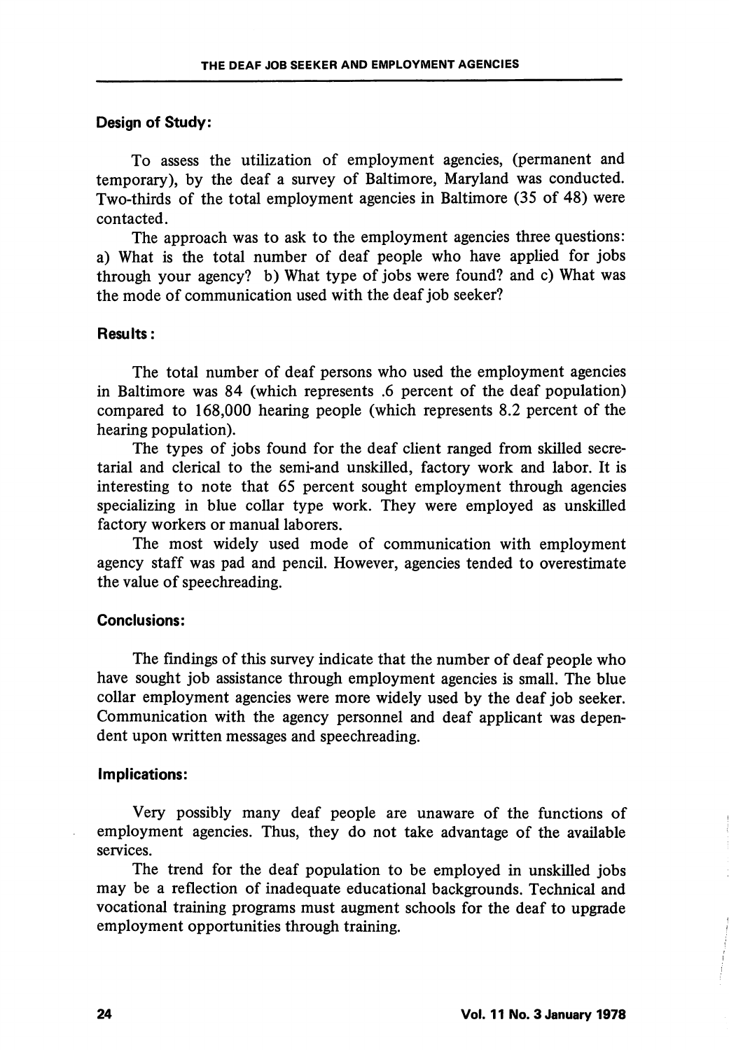### Design of Study:

To assess the utilization of employment agencies, (permanent and temporary), by the deaf a survey of Baltimore, Maryland was conducted. Two-thirds of the total employment agencies in Baltimore (35 of 48) were contacted.

The approach was to ask to the employment agencies three questions: a) What is the total number of deaf people who have applied for jobs through your agency? b) What type of jobs were found? and c) What was the mode of communication used with the deaf job seeker?

### Results:

The total number of deaf persons who used the employment agencies in Baltimore was 84 (which represents .6 percent of the deaf population) compared to 168,000 hearing people (which represents 8.2 percent of the hearing population).

The types of jobs found for the deaf client ranged from skilled secretarial and clerical to the semi-and unskilled, factory work and labor. It is interesting to note that 65 percent sought employment through agencies specializing in blue collar type work. They were employed as unskilled factory workers or manual laborers.

The most widely used mode of communication with employment agency staff was pad and pencil. However, agencies tended to overestimate the value of speechreading.

### Conclusions:

The findings of this survey indicate that the number of deaf people who have sought job assistance through employment agencies is small. The blue collar employment agencies were more widely used by the deaf job seeker. Communication with the agency personnel and deaf applicant was dependent upon written messages and speechreading.

### Implications:

Very possibly many deaf people are unaware of the functions of employment agencies. Thus, they do not take advantage of the available services.

The trend for the deaf population to be employed in unskilled jobs may be a reflection of inadequate educational backgrounds. Technical and vocational training programs must augment schools for the deaf to upgrade employment opportunities through training.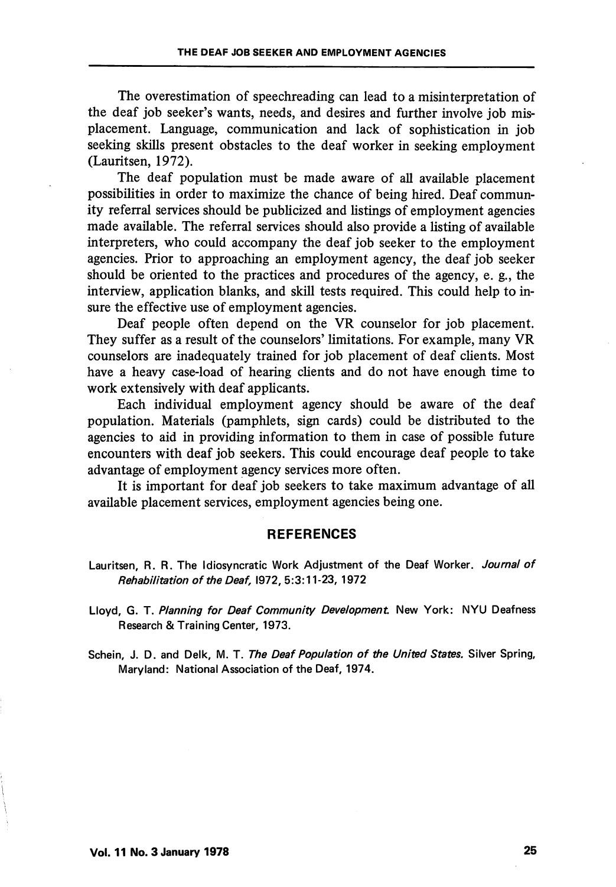The overestimation of speechreading can lead to a misinterpretation of the deaf job seeker's wants, needs, and desires and further involve job misplacement. Language, communication and lack of sophistication in job seeking skills present obstacles to the deaf worker in seeking employment (Lauritsen, 1972).

The deaf population must be made aware of all available placement possibilities in order to maximize the chance of being hired. Deaf community referral services should be publicized and listings of employment agencies made available. The referral services should also provide a listing of available interpreters, who could accompany the deaf job seeker to the employment agencies. Prior to approaching an employment agency, the deaf job seeker should be oriented to the practices and procedures of the agency, e. g., the interview, application blanks, and skill tests required. This could help to insure the effective use of employment agencies.

Deaf people often depend on the VR counselor for job placement. They suffer as a result of the counselors' limitations. For example, many VR counselors are inadequately trained for job placement of deaf clients. Most have a heavy case-load of hearing clients and do not have enough time to work extensively with deaf applicants.

Each individual employment agency should be aware of the deaf population. Materials (pamphlets, sign cards) could be distributed to the agencies to aid in providing information to them in case of possible future encounters with deaf job seekers. This could encourage deaf people to take advantage of employment agency services more often.

It is important for deaf job seekers to take maximum advantage of all available placement services, employment agencies being one.

## REFERENCES

Lauritsen, R. R. The Idiosyncratic Work Adjustment of the Deaf Worker. *Journal of Rehabilitation of the Deaf,* 1972, 5:3:11-23, 1972

Lloyd, G. T. *Planning for Deaf Community Development.* New York: NYU Deafness Research & Training Center, 1973.

Schein, J. D. and Delk, M. T. *The Deaf Population of the United States.* Silver Spring, Maryland: National Association of the Deaf, 1974.